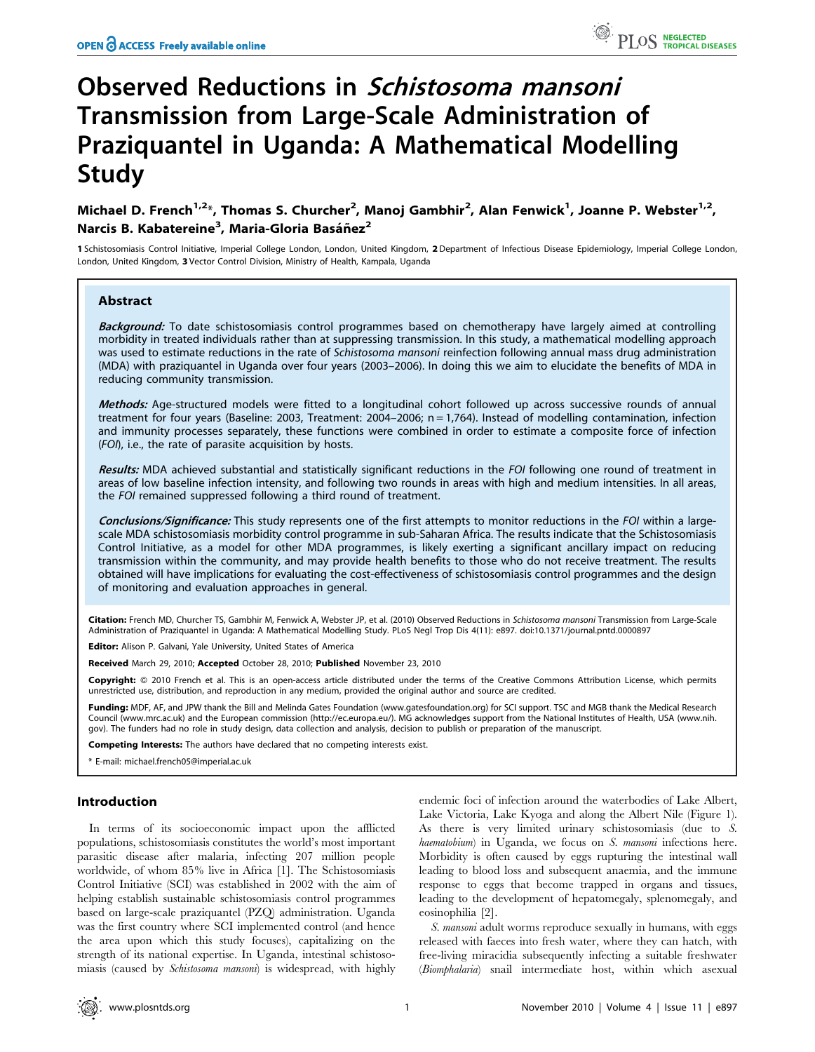# Observed Reductions in *Schistosoma mansoni* Transmission from Large-Scale Administration of Praziquantel in Uganda: A Mathematical Modelling Study

**Michael D. French[1,2]*, Thomas S. Churcher[2], Manoj Gambhir[2], Alan Fenwick[1], Joanne P. Webster[1,2], Narcis B. Kabatereine[3], Maria-Gloria Basáñez[2]**

1 Schistosomiasis Control Initiative, Imperial College London, London, United Kingdom, 2 Department of Infectious Disease Epidemiology, Imperial College London, London, United Kingdom, 3 Vector Control Division, Ministry of Health, Kampala, Uganda

## Abstract

***Background:*** To date schistosomiasis control programmes based on chemotherapy have largely aimed at controlling morbidity in treated individuals rather than at suppressing transmission. In this study, a mathematical modelling approach was used to estimate reductions in the rate of *Schistosoma mansoni* reinfection following annual mass drug administration (MDA) with praziquantel in Uganda over four years (2003–2006). In doing this we aim to elucidate the benefits of MDA in reducing community transmission.

***Methods:*** Age-structured models were fitted to a longitudinal cohort followed up across successive rounds of annual treatment for four years (Baseline: 2003, Treatment: 2004–2006; n = 1,764). Instead of modelling contamination, infection and immunity processes separately, these functions were combined in order to estimate a composite force of infection (*FOI*), i.e., the rate of parasite acquisition by hosts.

***Results:*** MDA achieved substantial and statistically significant reductions in the *FOI* following one round of treatment in areas of low baseline infection intensity, and following two rounds in areas with high and medium intensities. In all areas, the *FOI* remained suppressed following a third round of treatment.

***Conclusions/Significance:*** This study represents one of the first attempts to monitor reductions in the *FOI* within a large-scale MDA schistosomiasis morbidity control programme in sub-Saharan Africa. The results indicate that the Schistosomiasis Control Initiative, as a model for other MDA programmes, is likely exerting a significant ancillary impact on reducing transmission within the community, and may provide health benefits to those who do not receive treatment. The results obtained will have implications for evaluating the cost-effectiveness of schistosomiasis control programmes and the design of monitoring and evaluation approaches in general.

**Citation:** French MD, Churcher TS, Gambhir M, Fenwick A, Webster JP, et al. (2010) Observed Reductions in *Schistosoma mansoni* Transmission from Large-Scale Administration of Praziquantel in Uganda: A Mathematical Modelling Study. PLoS Negl Trop Dis 4(11): e897. doi:10.1371/journal.pntd.0000897

**Editor:** Alison P. Galvani, Yale University, United States of America

**Received** March 29, 2010; **Accepted** October 28, 2010; **Published** November 23, 2010

**Copyright:** © 2010 French et al. This is an open-access article distributed under the terms of the Creative Commons Attribution License, which permits unrestricted use, distribution, and reproduction in any medium, provided the original author and source are credited.

**Funding:** MDF, AF, and JPW thank the Bill and Melinda Gates Foundation (www.gatesfoundation.org) for SCI support. TSC and MGB thank the Medical Research Council (www.mrc.ac.uk) and the European commission (http://ec.europa.eu/). MG acknowledges support from the National Institutes of Health, USA (www.nih.gov). The funders had no role in study design, data collection and analysis, decision to publish or preparation of the manuscript.

**Competing Interests:** The authors have declared that no competing interests exist.

\* E-mail: michael.french05@imperial.ac.uk

## Introduction

In terms of its socioeconomic impact upon the afflicted populations, schistosomiasis constitutes the world's most important parasitic disease after malaria, infecting 207 million people worldwide, of whom 85% live in Africa [1]. The Schistosomiasis Control Initiative (SCI) was established in 2002 with the aim of helping establish sustainable schistosomiasis control programmes based on large-scale praziquantel (PZQ) administration. Uganda was the first country where SCI implemented control (and hence the area upon which this study focuses), capitalizing on the strength of its national expertise. In Uganda, intestinal schistosomiasis (caused by *Schistosoma mansoni*) is widespread, with highly endemic foci of infection around the waterbodies of Lake Albert, Lake Victoria, Lake Kyoga and along the Albert Nile (Figure 1). As there is very limited urinary schistosomiasis (due to *S. haematobium*) in Uganda, we focus on *S. mansoni* infections here. Morbidity is often caused by eggs rupturing the intestinal wall leading to blood loss and subsequent anaemia, and the immune response to eggs that become trapped in organs and tissues, leading to the development of hepatomegaly, splenomegaly, and eosinophilia [2].

*S. mansoni* adult worms reproduce sexually in humans, with eggs released with faeces into fresh water, where they can hatch, with free-living miracidia subsequently infecting a suitable freshwater (*Biomphalaria*) snail intermediate host, within which asexual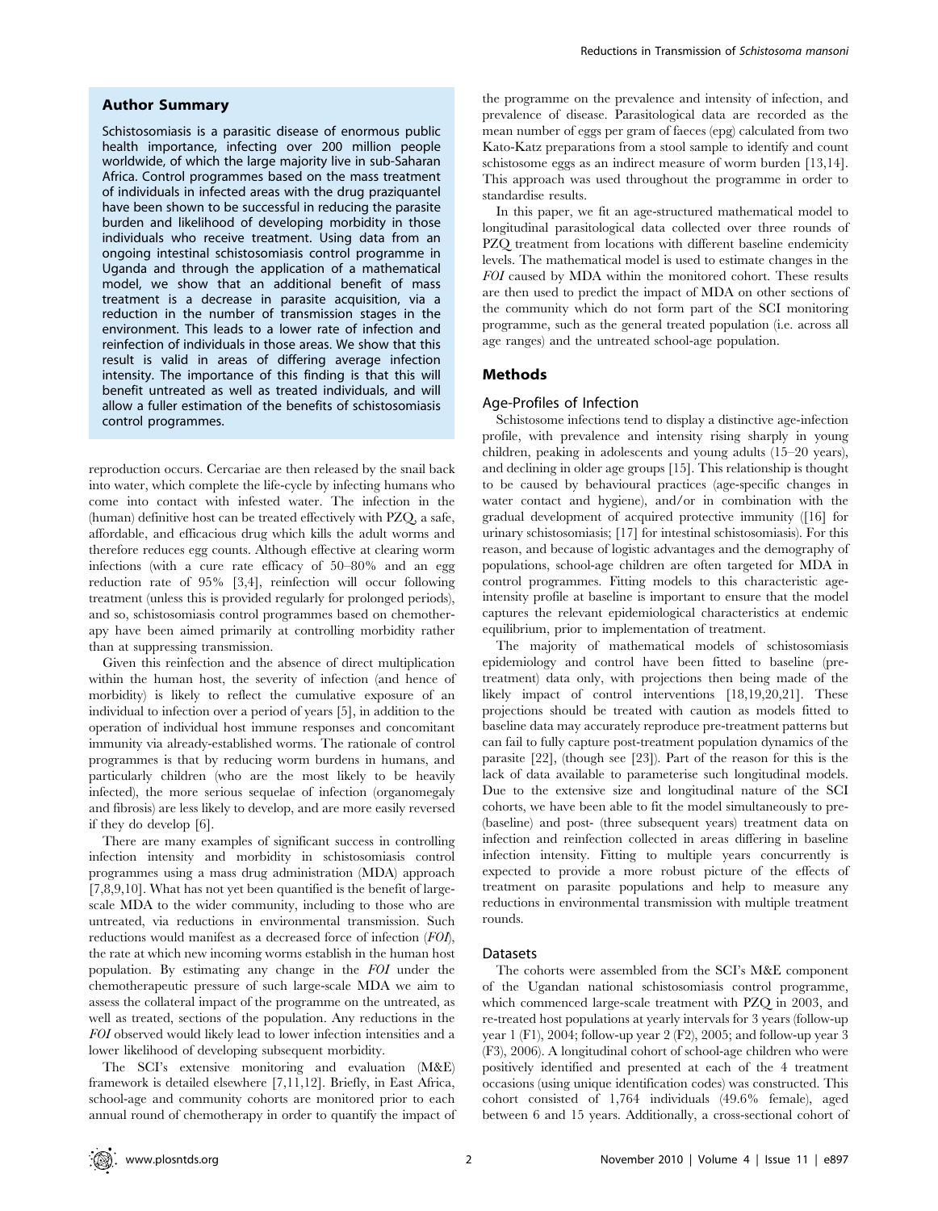## Author Summary

Schistosomiasis is a parasitic disease of enormous public health importance, infecting over 200 million people worldwide, of which the large majority live in sub-Saharan Africa. Control programmes based on the mass treatment of individuals in infected areas with the drug praziquantel have been shown to be successful in reducing the parasite burden and likelihood of developing morbidity in those individuals who receive treatment. Using data from an ongoing intestinal schistosomiasis control programme in Uganda and through the application of a mathematical model, we show that an additional benefit of mass treatment is a decrease in parasite acquisition, via a reduction in the number of transmission stages in the environment. This leads to a lower rate of infection and reinfection of individuals in those areas. We show that this result is valid in areas of differing average infection intensity. The importance of this finding is that this will benefit untreated as well as treated individuals, and will allow a fuller estimation of the benefits of schistosomiasis control programmes.

reproduction occurs. Cercariae are then released by the snail back into water, which complete the life-cycle by infecting humans who come into contact with infested water. The infection in the (human) definitive host can be treated effectively with PZQ, a safe, affordable, and efficacious drug which kills the adult worms and therefore reduces egg counts. Although effective at clearing worm infections (with a cure rate efficacy of 50–80% and an egg reduction rate of 95% [3,4], reinfection will occur following treatment (unless this is provided regularly for prolonged periods), and so, schistosomiasis control programmes based on chemotherapy have been aimed primarily at controlling morbidity rather than at suppressing transmission.

Given this reinfection and the absence of direct multiplication within the human host, the severity of infection (and hence of morbidity) is likely to reflect the cumulative exposure of an individual to infection over a period of years [5], in addition to the operation of individual host immune responses and concomitant immunity via already-established worms. The rationale of control programmes is that by reducing worm burdens in humans, and particularly children (who are the most likely to be heavily infected), the more serious sequelae of infection (organomegaly and fibrosis) are less likely to develop, and are more easily reversed if they do develop [6].

There are many examples of significant success in controlling infection intensity and morbidity in schistosomiasis control programmes using a mass drug administration (MDA) approach [7,8,9,10]. What has not yet been quantified is the benefit of large-scale MDA to the wider community, including to those who are untreated, via reductions in environmental transmission. Such reductions would manifest as a decreased force of infection (*FOI*), the rate at which new incoming worms establish in the human host population. By estimating any change in the *FOI* under the chemotherapeutic pressure of such large-scale MDA we aim to assess the collateral impact of the programme on the untreated, as well as treated, sections of the population. Any reductions in the *FOI* observed would likely lead to lower infection intensities and a lower likelihood of developing subsequent morbidity.

The SCI's extensive monitoring and evaluation (M&E) framework is detailed elsewhere [7,11,12]. Briefly, in East Africa, school-age and community cohorts are monitored prior to each annual round of chemotherapy in order to quantify the impact of the programme on the prevalence and intensity of infection, and prevalence of disease. Parasitological data are recorded as the mean number of eggs per gram of faeces (epg) calculated from two Kato-Katz preparations from a stool sample to identify and count schistosome eggs as an indirect measure of worm burden [13,14]. This approach was used throughout the programme in order to standardise results.

In this paper, we fit an age-structured mathematical model to longitudinal parasitological data collected over three rounds of PZQ treatment from locations with different baseline endemicity levels. The mathematical model is used to estimate changes in the *FOI* caused by MDA within the monitored cohort. These results are then used to predict the impact of MDA on other sections of the community which do not form part of the SCI monitoring programme, such as the general treated population (i.e. across all age ranges) and the untreated school-age population.

## Methods

### Age-Profiles of Infection

Schistosome infections tend to display a distinctive age-infection profile, with prevalence and intensity rising sharply in young children, peaking in adolescents and young adults (15–20 years), and declining in older age groups [15]. This relationship is thought to be caused by behavioural practices (age-specific changes in water contact and hygiene), and/or in combination with the gradual development of acquired protective immunity ([16] for urinary schistosomiasis; [17] for intestinal schistosomiasis). For this reason, and because of logistic advantages and the demography of populations, school-age children are often targeted for MDA in control programmes. Fitting models to this characteristic age-intensity profile at baseline is important to ensure that the model captures the relevant epidemiological characteristics at endemic equilibrium, prior to implementation of treatment.

The majority of mathematical models of schistosomiasis epidemiology and control have been fitted to baseline (pre-treatment) data only, with projections then being made of the likely impact of control interventions [18,19,20,21]. These projections should be treated with caution as models fitted to baseline data may accurately reproduce pre-treatment patterns but can fail to fully capture post-treatment population dynamics of the parasite [22], (though see [23]). Part of the reason for this is the lack of data available to parameterise such longitudinal models. Due to the extensive size and longitudinal nature of the SCI cohorts, we have been able to fit the model simultaneously to pre- (baseline) and post- (three subsequent years) treatment data on infection and reinfection collected in areas differing in baseline infection intensity. Fitting to multiple years concurrently is expected to provide a more robust picture of the effects of treatment on parasite populations and help to measure any reductions in environmental transmission with multiple treatment rounds.

### Datasets

The cohorts were assembled from the SCI's M&E component of the Ugandan national schistosomiasis control programme, which commenced large-scale treatment with PZQ in 2003, and re-treated host populations at yearly intervals for 3 years (follow-up year 1 (F1), 2004; follow-up year 2 (F2), 2005; and follow-up year 3 (F3), 2006). A longitudinal cohort of school-age children who were positively identified and presented at each of the 4 treatment occasions (using unique identification codes) was constructed. This cohort consisted of 1,764 individuals (49.6% female), aged between 6 and 15 years. Additionally, a cross-sectional cohort of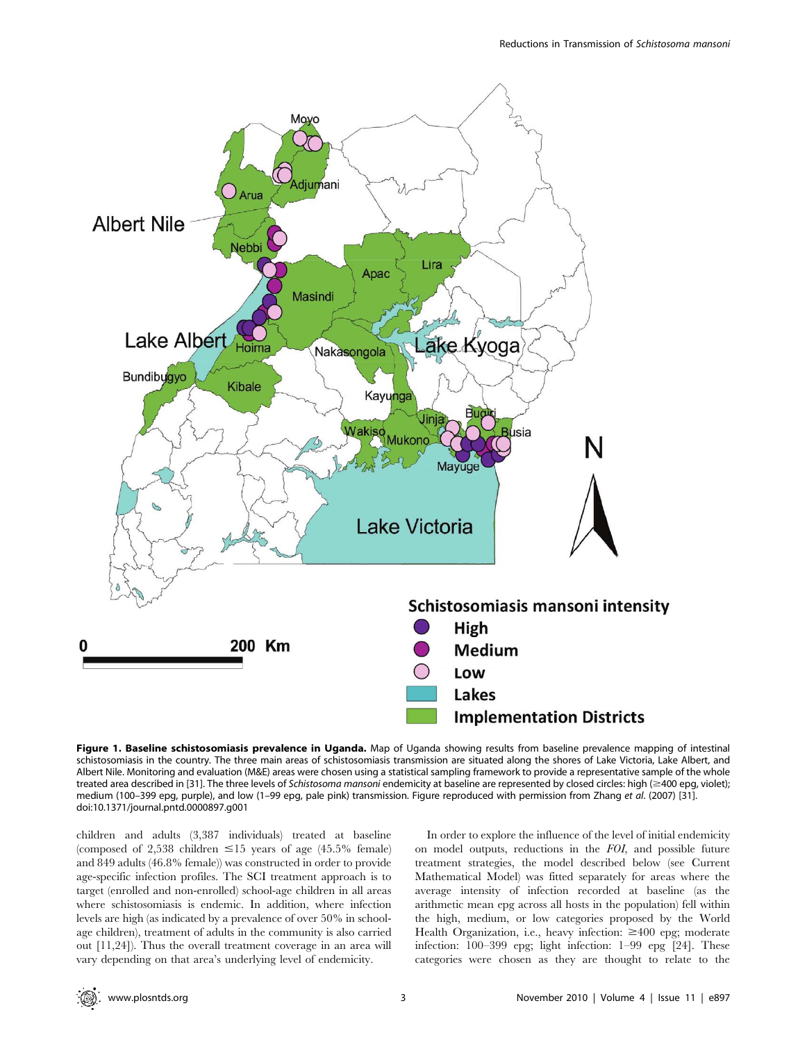**Figure 1. Baseline schistosomiasis prevalence in Uganda.** Map of Uganda showing results from baseline prevalence mapping of intestinal schistosomiasis in the country. The three main areas of schistosomiasis transmission are situated along the shores of Lake Victoria, Lake Albert, and Albert Nile. Monitoring and evaluation (M&E) areas were chosen using a statistical sampling framework to provide a representative sample of the whole treated area described in [31]. The three levels of *Schistosoma mansoni* endemicity at baseline are represented by closed circles: high (≥400 epg, violet); medium (100–399 epg, purple), and low (1–99 epg, pale pink) transmission. Figure reproduced with permission from Zhang *et al.* (2007) [31].
doi:10.1371/journal.pntd.0000897.g001

children and adults (3,387 individuals) treated at baseline (composed of 2,538 children ≤15 years of age (45.5% female) and 849 adults (46.8% female)) was constructed in order to provide age-specific infection profiles. The SCI treatment approach is to target (enrolled and non-enrolled) school-age children in all areas where schistosomiasis is endemic. In addition, where infection levels are high (as indicated by a prevalence of over 50% in school-age children), treatment of adults in the community is also carried out [11,24]. Thus the overall treatment coverage in an area will vary depending on that area's underlying level of endemicity.

In order to explore the influence of the level of initial endemicity on model outputs, reductions in the *FOI*, and possible future treatment strategies, the model described below (see Current Mathematical Model) was fitted separately for areas where the average intensity of infection recorded at baseline (as the arithmetic mean epg across all hosts in the population) fell within the high, medium, or low categories proposed by the World Health Organization, i.e., heavy infection: ≥400 epg; moderate infection: 100–399 epg; light infection: 1–99 epg [24]. These categories were chosen as they are thought to relate to the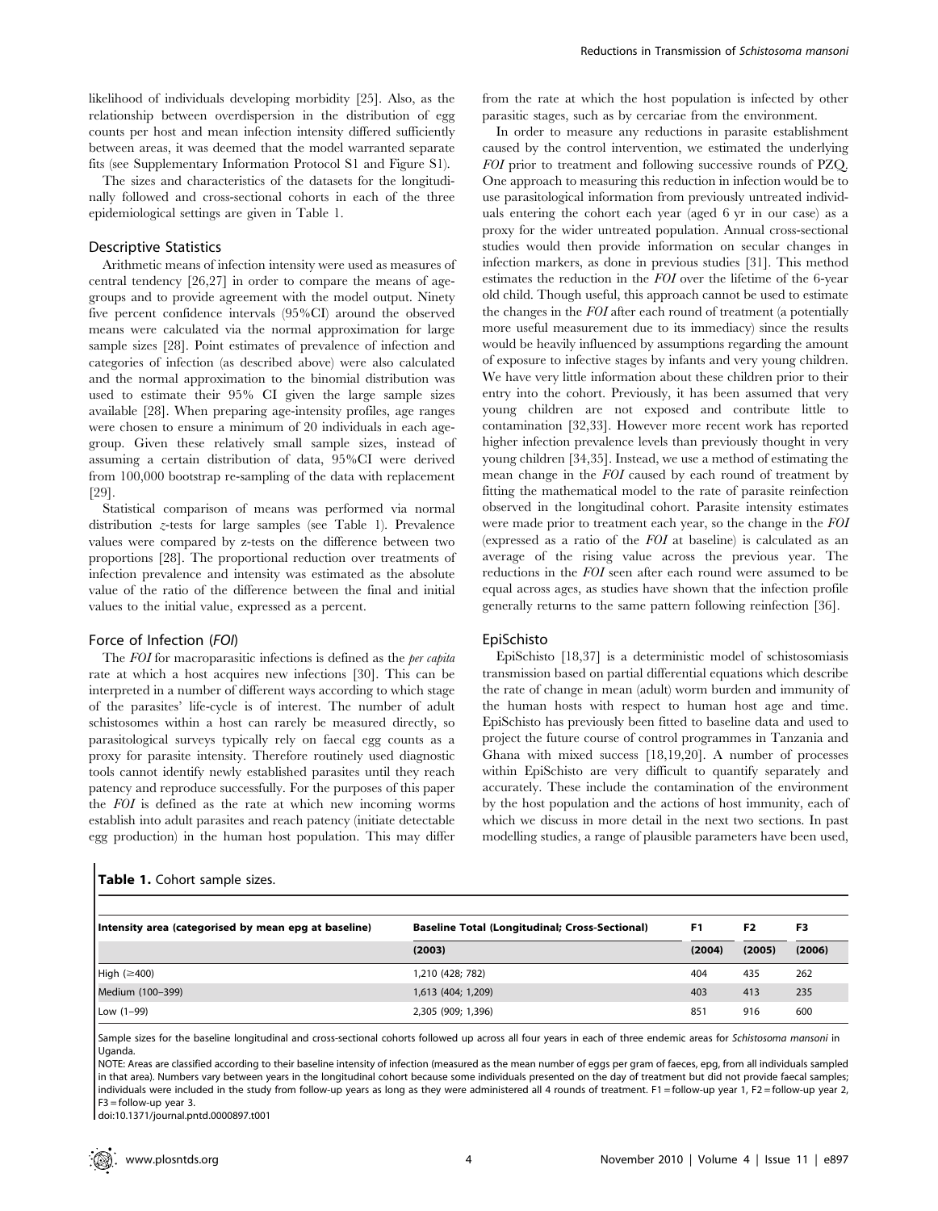likelihood of individuals developing morbidity [25]. Also, as the relationship between overdispersion in the distribution of egg counts per host and mean infection intensity differed sufficiently between areas, it was deemed that the model warranted separate fits (see Supplementary Information Protocol S1 and Figure S1).

The sizes and characteristics of the datasets for the longitudinally followed and cross-sectional cohorts in each of the three epidemiological settings are given in Table 1.

### Descriptive Statistics

Arithmetic means of infection intensity were used as measures of central tendency [26,27] in order to compare the means of age-groups and to provide agreement with the model output. Ninety five percent confidence intervals (95%CI) around the observed means were calculated via the normal approximation for large sample sizes [28]. Point estimates of prevalence of infection and categories of infection (as described above) were also calculated and the normal approximation to the binomial distribution was used to estimate their 95% CI given the large sample sizes available [28]. When preparing age-intensity profiles, age ranges were chosen to ensure a minimum of 20 individuals in each age-group. Given these relatively small sample sizes, instead of assuming a certain distribution of data, 95%CI were derived from 100,000 bootstrap re-sampling of the data with replacement [29].

Statistical comparison of means was performed via normal distribution *z*-tests for large samples (see Table 1). Prevalence values were compared by z-tests on the difference between two proportions [28]. The proportional reduction over treatments of infection prevalence and intensity was estimated as the absolute value of the ratio of the difference between the final and initial values to the initial value, expressed as a percent.

### Force of Infection (*FOI*)

The *FOI* for macroparasitic infections is defined as the *per capita* rate at which a host acquires new infections [30]. This can be interpreted in a number of different ways according to which stage of the parasites' life-cycle is of interest. The number of adult schistosomes within a host can rarely be measured directly, so parasitological surveys typically rely on faecal egg counts as a proxy for parasite intensity. Therefore routinely used diagnostic tools cannot identify newly established parasites until they reach patency and reproduce successfully. For the purposes of this paper the *FOI* is defined as the rate at which new incoming worms establish into adult parasites and reach patency (initiate detectable egg production) in the human host population. This may differ from the rate at which the host population is infected by other parasitic stages, such as by cercariae from the environment.

In order to measure any reductions in parasite establishment caused by the control intervention, we estimated the underlying *FOI* prior to treatment and following successive rounds of PZQ. One approach to measuring this reduction in infection would be to use parasitological information from previously untreated individuals entering the cohort each year (aged 6 yr in our case) as a proxy for the wider untreated population. Annual cross-sectional studies would then provide information on secular changes in infection markers, as done in previous studies [31]. This method estimates the reduction in the *FOI* over the lifetime of the 6-year old child. Though useful, this approach cannot be used to estimate the changes in the *FOI* after each round of treatment (a potentially more useful measurement due to its immediacy) since the results would be heavily influenced by assumptions regarding the amount of exposure to infective stages by infants and very young children. We have very little information about these children prior to their entry into the cohort. Previously, it has been assumed that very young children are not exposed and contribute little to contamination [32,33]. However more recent work has reported higher infection prevalence levels than previously thought in very young children [34,35]. Instead, we use a method of estimating the mean change in the *FOI* caused by each round of treatment by fitting the mathematical model to the rate of parasite reinfection observed in the longitudinal cohort. Parasite intensity estimates were made prior to treatment each year, so the change in the *FOI* (expressed as a ratio of the *FOI* at baseline) is calculated as an average of the rising value across the previous year. The reductions in the *FOI* seen after each round were assumed to be equal across ages, as studies have shown that the infection profile generally returns to the same pattern following reinfection [36].

### EpiSchisto

EpiSchisto [18,37] is a deterministic model of schistosomiasis transmission based on partial differential equations which describe the rate of change in mean (adult) worm burden and immunity of the human hosts with respect to human host age and time. EpiSchisto has previously been fitted to baseline data and used to project the future course of control programmes in Tanzania and Ghana with mixed success [18,19,20]. A number of processes within EpiSchisto are very difficult to quantify separately and accurately. These include the contamination of the environment by the host population and the actions of host immunity, each of which we discuss in more detail in the next two sections. In past modelling studies, a range of plausible parameters have been used,

**Table 1.** Cohort sample sizes.

| Intensity area (categorised by mean epg at baseline) | Baseline Total (Longitudinal; Cross-Sectional) (2003) | F1 (2004) | F2 (2005) | F3 (2006) |
|---|---|---|---|---|
| High (≥400) | 1,210 (428; 782) | 404 | 435 | 262 |
| Medium (100–399) | 1,613 (404; 1,209) | 403 | 413 | 235 |
| Low (1–99) | 2,305 (909; 1,396) | 851 | 916 | 600 |

Sample sizes for the baseline longitudinal and cross-sectional cohorts followed up across all four years in each of three endemic areas for *Schistosoma mansoni* in Uganda.

NOTE: Areas are classified according to their baseline intensity of infection (measured as the mean number of eggs per gram of faeces, epg, from all individuals sampled in that area). Numbers vary between years in the longitudinal cohort because some individuals presented on the day of treatment but did not provide faecal samples; individuals were included in the study from follow-up years as long as they were administered all 4 rounds of treatment. F1 = follow-up year 1, F2 = follow-up year 2, F3 = follow-up year 3.

doi:10.1371/journal.pntd.0000897.t001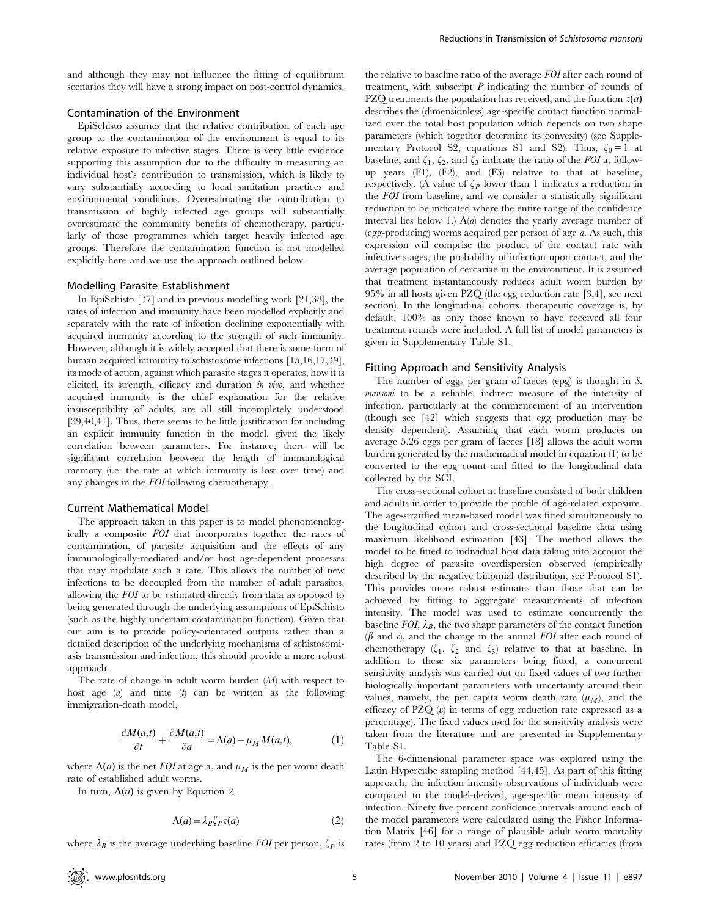and although they may not influence the fitting of equilibrium scenarios they will have a strong impact on post-control dynamics.

## Contamination of the Environment

EpiSchisto assumes that the relative contribution of each age group to the contamination of the environment is equal to its relative exposure to infective stages. There is very little evidence supporting this assumption due to the difficulty in measuring an individual host's contribution to transmission, which is likely to vary substantially according to local sanitation practices and environmental conditions. Overestimating the contribution to transmission of highly infected age groups will substantially overestimate the community benefits of chemotherapy, particularly of those programmes which target heavily infected age groups. Therefore the contamination function is not modelled explicitly here and we use the approach outlined below.

## Modelling Parasite Establishment

In EpiSchisto [37] and in previous modelling work [21,38], the rates of infection and immunity have been modelled explicitly and separately with the rate of infection declining exponentially with acquired immunity according to the strength of such immunity. However, although it is widely accepted that there is some form of human acquired immunity to schistosome infections [15,16,17,39], its mode of action, against which parasite stages it operates, how it is elicited, its strength, efficacy and duration *in vivo*, and whether acquired immunity is the chief explanation for the relative insusceptibility of adults, are all still incompletely understood [39,40,41]. Thus, there seems to be little justification for including an explicit immunity function in the model, given the likely correlation between parameters. For instance, there will be significant correlation between the length of immunological memory (i.e. the rate at which immunity is lost over time) and any changes in the *FOI* following chemotherapy.

## Current Mathematical Model

The approach taken in this paper is to model phenomenologically a composite *FOI* that incorporates together the rates of contamination, of parasite acquisition and the effects of any immunologically-mediated and/or host age-dependent processes that may modulate such a rate. This allows the number of new infections to be decoupled from the number of adult parasites, allowing the *FOI* to be estimated directly from data as opposed to being generated through the underlying assumptions of EpiSchisto (such as the highly uncertain contamination function). Given that our aim is to provide policy-orientated outputs rather than a detailed description of the underlying mechanisms of schistosomiasis transmission and infection, this should provide a more robust approach.

The rate of change in adult worm burden ($M$) with respect to host age ($a$) and time ($t$) can be written as the following immigration-death model,

$$\frac{\partial M(a,t)}{\partial t} + \frac{\partial M(a,t)}{\partial a} = \Lambda(a) - \mu_M M(a,t), \qquad (1)$$

where $\Lambda(a)$ is the net *FOI* at age a, and $\mu_M$ is the per worm death rate of established adult worms.

In turn, $\Lambda(a)$ is given by Equation 2,

$$\Lambda(a) = \lambda_B \zeta_P \tau(a) \qquad (2)$$

where $\lambda_B$ is the average underlying baseline *FOI* per person, $\zeta_P$ is the relative to baseline ratio of the average *FOI* after each round of treatment, with subscript $P$ indicating the number of rounds of PZQ treatments the population has received, and the function $\tau(a)$ describes the (dimensionless) age-specific contact function normalized over the total host population which depends on two shape parameters (which together determine its convexity) (see Supplementary Protocol S2, equations S1 and S2). Thus, $\zeta_0 = 1$ at baseline, and $\zeta_1$, $\zeta_2$, and $\zeta_3$ indicate the ratio of the *FOI* at follow-up years (F1), (F2), and (F3) relative to that at baseline, respectively. (A value of $\zeta_P$ lower than 1 indicates a reduction in the *FOI* from baseline, and we consider a statistically significant reduction to be indicated where the entire range of the confidence interval lies below 1.) $\Lambda(a)$ denotes the yearly average number of (egg-producing) worms acquired per person of age $a$. As such, this expression will comprise the product of the contact rate with infective stages, the probability of infection upon contact, and the average population of cercariae in the environment. It is assumed that treatment instantaneously reduces adult worm burden by 95% in all hosts given PZQ (the egg reduction rate [3,4], see next section). In the longitudinal cohorts, therapeutic coverage is, by default, 100% as only those known to have received all four treatment rounds were included. A full list of model parameters is given in Supplementary Table S1.

## Fitting Approach and Sensitivity Analysis

The number of eggs per gram of faeces (epg) is thought in *S. mansoni* to be a reliable, indirect measure of the intensity of infection, particularly at the commencement of an intervention (though see [42] which suggests that egg production may be density dependent). Assuming that each worm produces on average 5.26 eggs per gram of faeces [18] allows the adult worm burden generated by the mathematical model in equation (1) to be converted to the epg count and fitted to the longitudinal data collected by the SCI.

The cross-sectional cohort at baseline consisted of both children and adults in order to provide the profile of age-related exposure. The age-stratified mean-based model was fitted simultaneously to the longitudinal cohort and cross-sectional baseline data using maximum likelihood estimation [43]. The method allows the model to be fitted to individual host data taking into account the high degree of parasite overdispersion observed (empirically described by the negative binomial distribution, see Protocol S1). This provides more robust estimates than those that can be achieved by fitting to aggregate measurements of infection intensity. The model was used to estimate concurrently the baseline *FOI*, $\lambda_B$, the two shape parameters of the contact function ($\beta$ and $c$), and the change in the annual *FOI* after each round of chemotherapy ($\zeta_1$, $\zeta_2$ and $\zeta_3$) relative to that at baseline. In addition to these six parameters being fitted, a concurrent sensitivity analysis was carried out on fixed values of two further biologically important parameters with uncertainty around their values, namely, the per capita worm death rate ($\mu_M$), and the efficacy of PZQ ($\varepsilon$) in terms of egg reduction rate expressed as a percentage). The fixed values used for the sensitivity analysis were taken from the literature and are presented in Supplementary Table S1.

The 6-dimensional parameter space was explored using the Latin Hypercube sampling method [44,45]. As part of this fitting approach, the infection intensity observations of individuals were compared to the model-derived, age-specific mean intensity of infection. Ninety five percent confidence intervals around each of the model parameters were calculated using the Fisher Information Matrix [46] for a range of plausible adult worm mortality rates (from 2 to 10 years) and PZQ egg reduction efficacies (from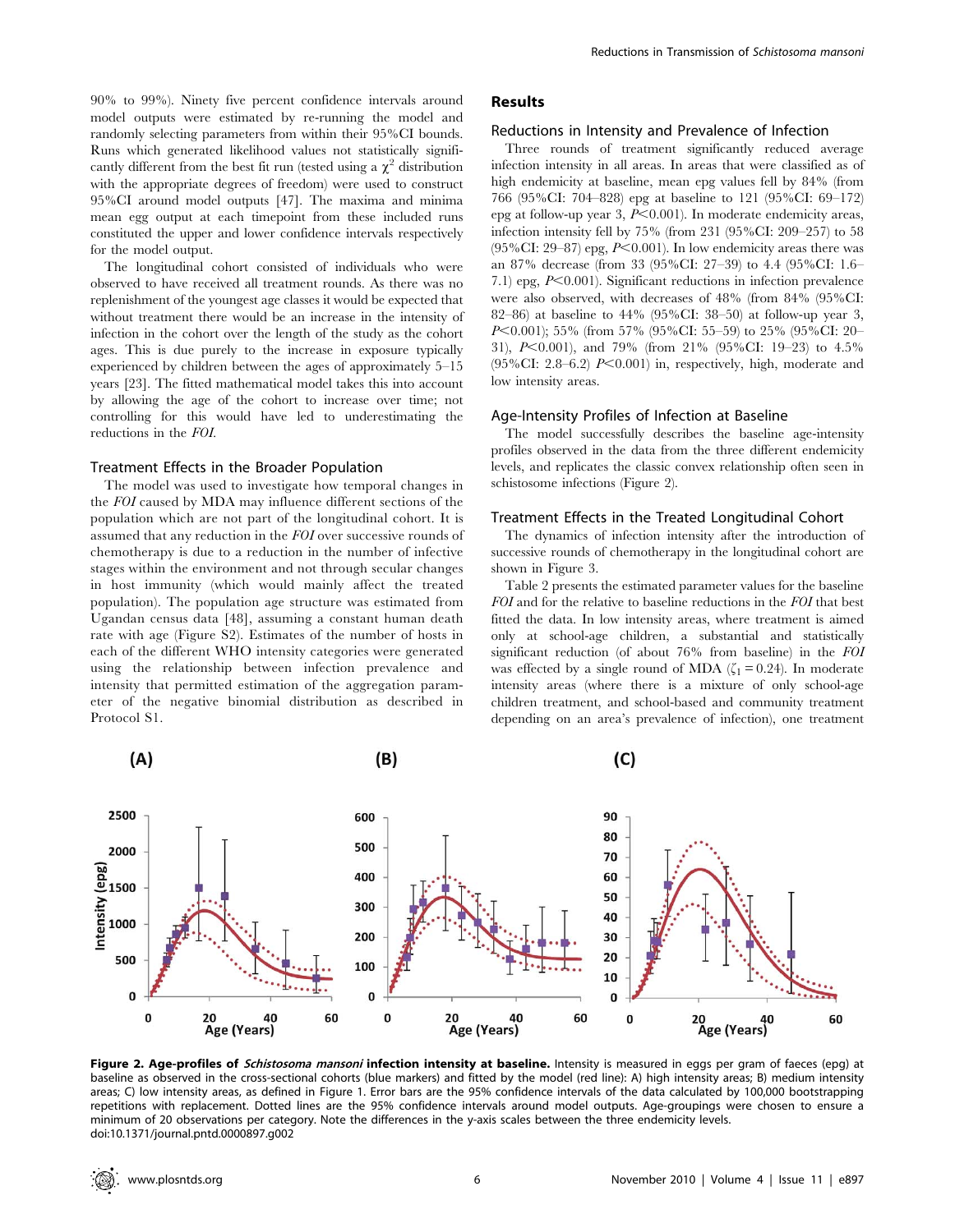90% to 99%). Ninety five percent confidence intervals around model outputs were estimated by re-running the model and randomly selecting parameters from within their 95%CI bounds. Runs which generated likelihood values not statistically significantly different from the best fit run (tested using a $\chi^2$ distribution with the appropriate degrees of freedom) were used to construct 95%CI around model outputs [47]. The maxima and minima mean egg output at each timepoint from these included runs constituted the upper and lower confidence intervals respectively for the model output.

The longitudinal cohort consisted of individuals who were observed to have received all treatment rounds. As there was no replenishment of the youngest age classes it would be expected that without treatment there would be an increase in the intensity of infection in the cohort over the length of the study as the cohort ages. This is due purely to the increase in exposure typically experienced by children between the ages of approximately 5–15 years [23]. The fitted mathematical model takes this into account by allowing the age of the cohort to increase over time; not controlling for this would have led to underestimating the reductions in the *FOI*.

### Treatment Effects in the Broader Population

The model was used to investigate how temporal changes in the *FOI* caused by MDA may influence different sections of the population which are not part of the longitudinal cohort. It is assumed that any reduction in the *FOI* over successive rounds of chemotherapy is due to a reduction in the number of infective stages within the environment and not through secular changes in host immunity (which would mainly affect the treated population). The population age structure was estimated from Ugandan census data [48], assuming a constant human death rate with age (Figure S2). Estimates of the number of hosts in each of the different WHO intensity categories were generated using the relationship between infection prevalence and intensity that permitted estimation of the aggregation parameter of the negative binomial distribution as described in Protocol S1.

## Results

### Reductions in Intensity and Prevalence of Infection

Three rounds of treatment significantly reduced average infection intensity in all areas. In areas that were classified as of high endemicity at baseline, mean epg values fell by 84% (from 766 (95%CI: 704–828) epg at baseline to 121 (95%CI: 69–172) epg at follow-up year 3, $P<0.001$). In moderate endemicity areas, infection intensity fell by 75% (from 231 (95%CI: 209–257) to 58 (95%CI: 29–87) epg, $P<0.001$). In low endemicity areas there was an 87% decrease (from 33 (95%CI: 27–39) to 4.4 (95%CI: 1.6–7.1) epg, $P<0.001$). Significant reductions in infection prevalence were also observed, with decreases of 48% (from 84% (95%CI: 82–86) at baseline to 44% (95%CI: 38–50) at follow-up year 3, $P<0.001$); 55% (from 57% (95%CI: 55–59) to 25% (95%CI: 20–31), $P<0.001$), and 79% (from 21% (95%CI: 19–23) to 4.5% (95%CI: 2.8–6.2) $P<0.001$) in, respectively, high, moderate and low intensity areas.

### Age-Intensity Profiles of Infection at Baseline

The model successfully describes the baseline age-intensity profiles observed in the data from the three different endemicity levels, and replicates the classic convex relationship often seen in schistosome infections (Figure 2).

### Treatment Effects in the Treated Longitudinal Cohort

The dynamics of infection intensity after the introduction of successive rounds of chemotherapy in the longitudinal cohort are shown in Figure 3.

Table 2 presents the estimated parameter values for the baseline *FOI* and for the relative to baseline reductions in the *FOI* that best fitted the data. In low intensity areas, where treatment is aimed only at school-age children, a substantial and statistically significant reduction (of about 76% from baseline) in the *FOI* was effected by a single round of MDA ($\zeta_1 = 0.24$). In moderate intensity areas (where there is a mixture of only school-age children treatment, and school-based and community treatment depending on an area's prevalence of infection), one treatment

**Figure 2. Age-profiles of *Schistosoma mansoni* infection intensity at baseline.** Intensity is measured in eggs per gram of faeces (epg) at baseline as observed in the cross-sectional cohorts (blue markers) and fitted by the model (red line): A) high intensity areas; B) medium intensity areas; C) low intensity areas, as defined in Figure 1. Error bars are the 95% confidence intervals of the data calculated by 100,000 bootstrapping repetitions with replacement. Dotted lines are the 95% confidence intervals around model outputs. Age-groupings were chosen to ensure a minimum of 20 observations per category. Note the differences in the y-axis scales between the three endemicity levels.
doi:10.1371/journal.pntd.0000897.g002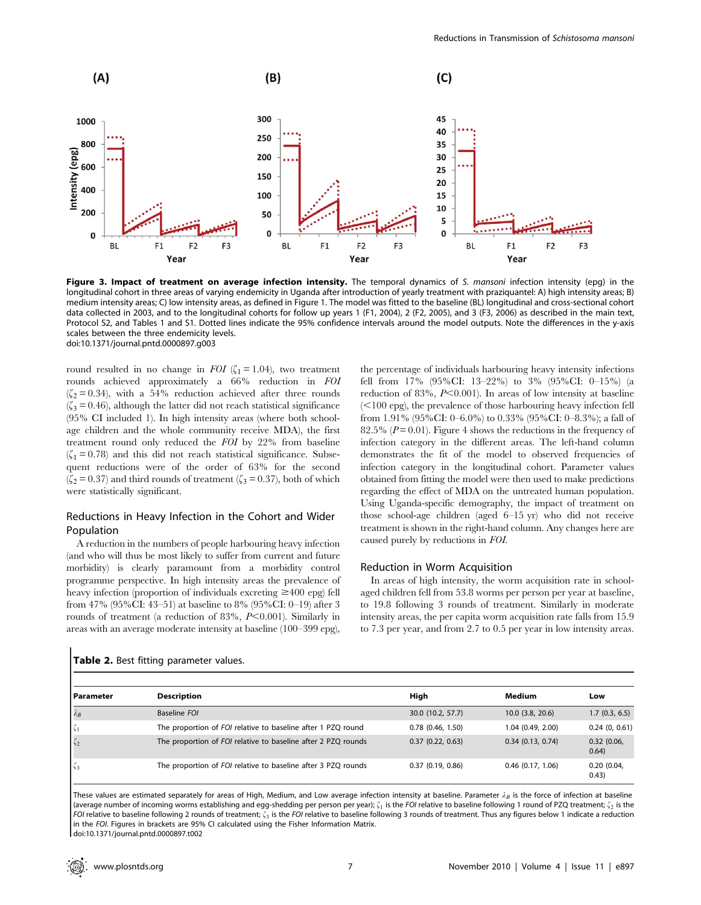Figure 3. Impact of treatment on average infection intensity. The temporal dynamics of *S. mansoni* infection intensity (epg) in the longitudinal cohort in three areas of varying endemicity in Uganda after introduction of yearly treatment with praziquantel: A) high intensity areas; B) medium intensity areas; C) low intensity areas, as defined in Figure 1. The model was fitted to the baseline (BL) longitudinal and cross-sectional cohort data collected in 2003, and to the longitudinal cohorts for follow up years 1 (F1, 2004), 2 (F2, 2005), and 3 (F3, 2006) as described in the main text, Protocol S2, and Tables 1 and S1. Dotted lines indicate the 95% confidence intervals around the model outputs. Note the differences in the y-axis scales between the three endemicity levels.

doi:10.1371/journal.pntd.0000897.g003

round resulted in no change in *FOI* ($\zeta_1 = 1.04$), two treatment rounds achieved approximately a 66% reduction in *FOI* ($\zeta_2 = 0.34$), with a 54% reduction achieved after three rounds ($\zeta_3 = 0.46$), although the latter did not reach statistical significance (95% CI included 1). In high intensity areas (where both school-age children and the whole community receive MDA), the first treatment round only reduced the *FOI* by 22% from baseline ($\zeta_1 = 0.78$) and this did not reach statistical significance. Subsequent reductions were of the order of 63% for the second ($\zeta_2 = 0.37$) and third rounds of treatment ($\zeta_3 = 0.37$), both of which were statistically significant.

## Reductions in Heavy Infection in the Cohort and Wider Population

A reduction in the numbers of people harbouring heavy infection (and who will thus be most likely to suffer from current and future morbidity) is clearly paramount from a morbidity control programme perspective. In high intensity areas the prevalence of heavy infection (proportion of individuals excreting $\geq$400 epg) fell from 47% (95%CI: 43–51) at baseline to 8% (95%CI: 0–19) after 3 rounds of treatment (a reduction of 83%, $P<0.001$). Similarly in areas with an average moderate intensity at baseline (100–399 epg), the percentage of individuals harbouring heavy intensity infections fell from 17% (95%CI: 13–22%) to 3% (95%CI: 0–15%) (a reduction of 83%, $P<0.001$). In areas of low intensity at baseline (<100 epg), the prevalence of those harbouring heavy infection fell from 1.91% (95%CI: 0–6.0%) to 0.33% (95%CI: 0–8.3%); a fall of 82.5% ($P = 0.01$). Figure 4 shows the reductions in the frequency of infection category in the different areas. The left-hand column demonstrates the fit of the model to observed frequencies of infection category in the longitudinal cohort. Parameter values obtained from fitting the model were then used to make predictions regarding the effect of MDA on the untreated human population. Using Uganda-specific demography, the impact of treatment on those school-age children (aged 6–15 yr) who did not receive treatment is shown in the right-hand column. Any changes here are caused purely by reductions in *FOI*.

## Reduction in Worm Acquisition

In areas of high intensity, the worm acquisition rate in school-aged children fell from 53.8 worms per person per year at baseline, to 19.8 following 3 rounds of treatment. Similarly in moderate intensity areas, the per capita worm acquisition rate falls from 15.9 to 7.3 per year, and from 2.7 to 0.5 per year in low intensity areas.

**Table 2.** Best fitting parameter values.

| Parameter | Description | High | Medium | Low |
|---|---|---|---|---|
| $\lambda_B$ | Baseline *FOI* | 30.0 (10.2, 57.7) | 10.0 (3.8, 20.6) | 1.7 (0.3, 6.5) |
| $\zeta_1$ | The proportion of *FOI* relative to baseline after 1 PZQ round | 0.78 (0.46, 1.50) | 1.04 (0.49, 2.00) | 0.24 (0, 0.61) |
| $\zeta_2$ | The proportion of *FOI* relative to baseline after 2 PZQ rounds | 0.37 (0.22, 0.63) | 0.34 (0.13, 0.74) | 0.32 (0.06, 0.64) |
| $\zeta_3$ | The proportion of *FOI* relative to baseline after 3 PZQ rounds | 0.37 (0.19, 0.86) | 0.46 (0.17, 1.06) | 0.20 (0.04, 0.43) |

These values are estimated separately for areas of High, Medium, and Low average infection intensity at baseline. Parameter $\lambda_B$ is the force of infection at baseline (average number of incoming worms establishing and egg-shedding per person per year); $\zeta_1$ is the *FOI* relative to baseline following 1 round of PZQ treatment; $\zeta_2$ is the *FOI* relative to baseline following 2 rounds of treatment; $\zeta_3$ is the *FOI* relative to baseline following 3 rounds of treatment. Thus any figures below 1 indicate a reduction in the *FOI*. Figures in brackets are 95% CI calculated using the Fisher Information Matrix.

doi:10.1371/journal.pntd.0000897.t002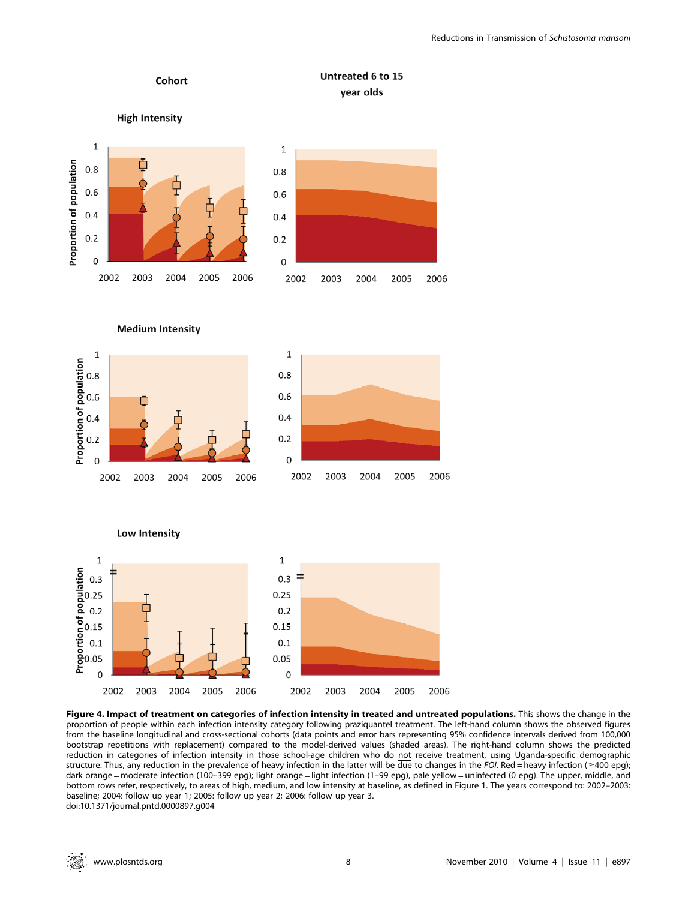**Figure 4. Impact of treatment on categories of infection intensity in treated and untreated populations.** This shows the change in the proportion of people within each infection intensity category following praziquantel treatment. The left-hand column shows the observed figures from the baseline longitudinal and cross-sectional cohorts (data points and error bars representing 95% confidence intervals derived from 100,000 bootstrap repetitions with replacement) compared to the model-derived values (shaded areas). The right-hand column shows the predicted reduction in categories of infection intensity in those school-age children who do not receive treatment, using Uganda-specific demographic structure. Thus, any reduction in the prevalence of heavy infection in the latter will be due to changes in the *FOI*. Red = heavy infection (≥400 epg); dark orange = moderate infection (100–399 epg); light orange = light infection (1–99 epg), pale yellow = uninfected (0 epg). The upper, middle, and bottom rows refer, respectively, to areas of high, medium, and low intensity at baseline, as defined in Figure 1. The years correspond to: 2002–2003: baseline; 2004: follow up year 1; 2005: follow up year 2; 2006: follow up year 3.

doi:10.1371/journal.pntd.0000897.g004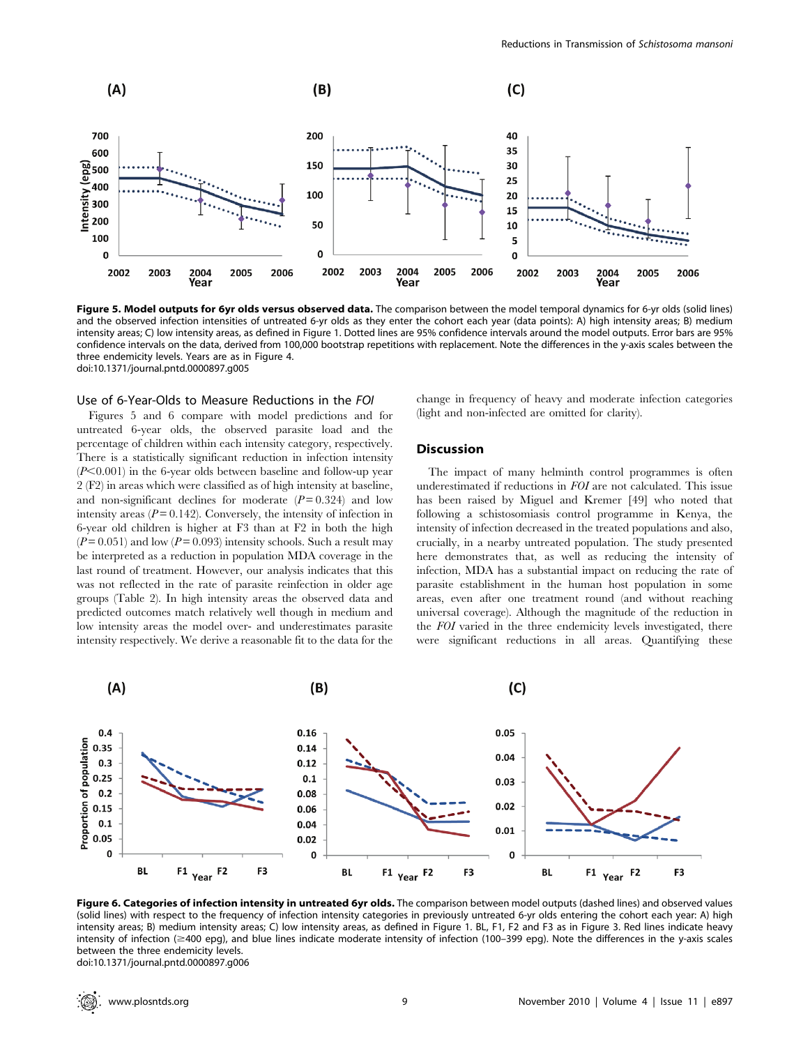**Figure 5. Model outputs for 6yr olds versus observed data.** The comparison between the model temporal dynamics for 6-yr olds (solid lines) and the observed infection intensities of untreated 6-yr olds as they enter the cohort each year (data points): A) high intensity areas; B) medium intensity areas; C) low intensity areas, as defined in Figure 1. Dotted lines are 95% confidence intervals around the model outputs. Error bars are 95% confidence intervals on the data, derived from 100,000 bootstrap repetitions with replacement. Note the differences in the y-axis scales between the three endemicity levels. Years are as in Figure 4.
doi:10.1371/journal.pntd.0000897.g005

### Use of 6-Year-Olds to Measure Reductions in the *FOI*

Figures 5 and 6 compare with model predictions and for untreated 6-year olds, the observed parasite load and the percentage of children within each intensity category, respectively. There is a statistically significant reduction in infection intensity ($P<0.001$) in the 6-year olds between baseline and follow-up year 2 (F2) in areas which were classified as of high intensity at baseline, and non-significant declines for moderate ($P=0.324$) and low intensity areas ($P=0.142$). Conversely, the intensity of infection in 6-year old children is higher at F3 than at F2 in both the high ($P=0.051$) and low ($P=0.093$) intensity schools. Such a result may be interpreted as a reduction in population MDA coverage in the last round of treatment. However, our analysis indicates that this was not reflected in the rate of parasite reinfection in older age groups (Table 2). In high intensity areas the observed data and predicted outcomes match relatively well though in medium and low intensity areas the model over- and underestimates parasite intensity respectively. We derive a reasonable fit to the data for the change in frequency of heavy and moderate infection categories (light and non-infected are omitted for clarity).

## Discussion

The impact of many helminth control programmes is often underestimated if reductions in *FOI* are not calculated. This issue has been raised by Miguel and Kremer [49] who noted that following a schistosomiasis control programme in Kenya, the intensity of infection decreased in the treated populations and also, crucially, in a nearby untreated population. The study presented here demonstrates that, as well as reducing the intensity of infection, MDA has a substantial impact on reducing the rate of parasite establishment in the human host population in some areas, even after one treatment round (and without reaching universal coverage). Although the magnitude of the reduction in the *FOI* varied in the three endemicity levels investigated, there were significant reductions in all areas. Quantifying these

**Figure 6. Categories of infection intensity in untreated 6yr olds.** The comparison between model outputs (dashed lines) and observed values (solid lines) with respect to the frequency of infection intensity categories in previously untreated 6-yr olds entering the cohort each year: A) high intensity areas; B) medium intensity areas; C) low intensity areas, as defined in Figure 1. BL, F1, F2 and F3 as in Figure 3. Red lines indicate heavy intensity of infection (≥400 epg), and blue lines indicate moderate intensity of infection (100–399 epg). Note the differences in the y-axis scales between the three endemicity levels.
doi:10.1371/journal.pntd.0000897.g006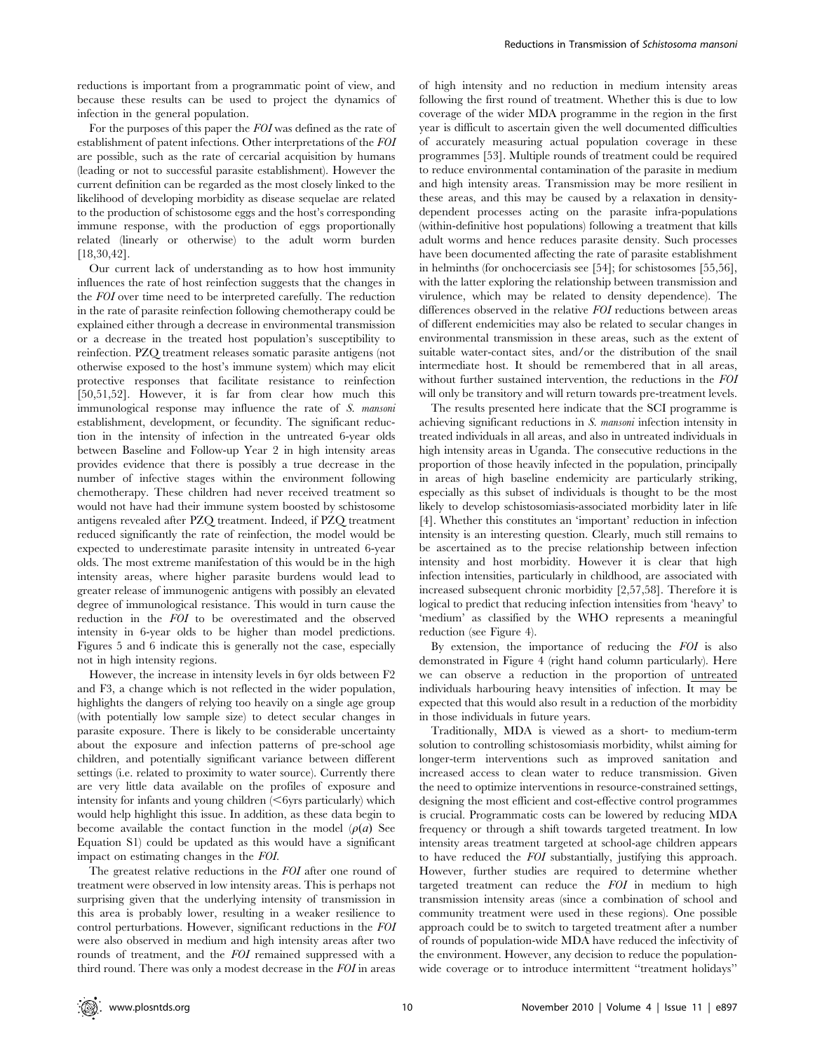reductions is important from a programmatic point of view, and because these results can be used to project the dynamics of infection in the general population.

For the purposes of this paper the *FOI* was defined as the rate of establishment of patent infections. Other interpretations of the *FOI* are possible, such as the rate of cercarial acquisition by humans (leading or not to successful parasite establishment). However the current definition can be regarded as the most closely linked to the likelihood of developing morbidity as disease sequelae are related to the production of schistosome eggs and the host's corresponding immune response, with the production of eggs proportionally related (linearly or otherwise) to the adult worm burden [18,30,42].

Our current lack of understanding as to how host immunity influences the rate of host reinfection suggests that the changes in the *FOI* over time need to be interpreted carefully. The reduction in the rate of parasite reinfection following chemotherapy could be explained either through a decrease in environmental transmission or a decrease in the treated host population's susceptibility to reinfection. PZQ treatment releases somatic parasite antigens (not otherwise exposed to the host's immune system) which may elicit protective responses that facilitate resistance to reinfection [50,51,52]. However, it is far from clear how much this immunological response may influence the rate of *S. mansoni* establishment, development, or fecundity. The significant reduction in the intensity of infection in the untreated 6-year olds between Baseline and Follow-up Year 2 in high intensity areas provides evidence that there is possibly a true decrease in the number of infective stages within the environment following chemotherapy. These children had never received treatment so would not have had their immune system boosted by schistosome antigens revealed after PZQ treatment. Indeed, if PZQ treatment reduced significantly the rate of reinfection, the model would be expected to underestimate parasite intensity in untreated 6-year olds. The most extreme manifestation of this would be in the high intensity areas, where higher parasite burdens would lead to greater release of immunogenic antigens with possibly an elevated degree of immunological resistance. This would in turn cause the reduction in the *FOI* to be overestimated and the observed intensity in 6-year olds to be higher than model predictions. Figures 5 and 6 indicate this is generally not the case, especially not in high intensity regions.

However, the increase in intensity levels in 6yr olds between F2 and F3, a change which is not reflected in the wider population, highlights the dangers of relying too heavily on a single age group (with potentially low sample size) to detect secular changes in parasite exposure. There is likely to be considerable uncertainty about the exposure and infection patterns of pre-school age children, and potentially significant variance between different settings (i.e. related to proximity to water source). Currently there are very little data available on the profiles of exposure and intensity for infants and young children (<6yrs particularly) which would help highlight this issue. In addition, as these data begin to become available the contact function in the model ($\rho(a)$ See Equation S1) could be updated as this would have a significant impact on estimating changes in the *FOI*.

The greatest relative reductions in the *FOI* after one round of treatment were observed in low intensity areas. This is perhaps not surprising given that the underlying intensity of transmission in this area is probably lower, resulting in a weaker resilience to control perturbations. However, significant reductions in the *FOI* were also observed in medium and high intensity areas after two rounds of treatment, and the *FOI* remained suppressed with a third round. There was only a modest decrease in the *FOI* in areas of high intensity and no reduction in medium intensity areas following the first round of treatment. Whether this is due to low coverage of the wider MDA programme in the region in the first year is difficult to ascertain given the well documented difficulties of accurately measuring actual population coverage in these programmes [53]. Multiple rounds of treatment could be required to reduce environmental contamination of the parasite in medium and high intensity areas. Transmission may be more resilient in these areas, and this may be caused by a relaxation in density-dependent processes acting on the parasite infra-populations (within-definitive host populations) following a treatment that kills adult worms and hence reduces parasite density. Such processes have been documented affecting the rate of parasite establishment in helminths (for onchocerciasis see [54]; for schistosomes [55,56], with the latter exploring the relationship between transmission and virulence, which may be related to density dependence). The differences observed in the relative *FOI* reductions between areas of different endemicities may also be related to secular changes in environmental transmission in these areas, such as the extent of suitable water-contact sites, and/or the distribution of the snail intermediate host. It should be remembered that in all areas, without further sustained intervention, the reductions in the *FOI* will only be transitory and will return towards pre-treatment levels.

The results presented here indicate that the SCI programme is achieving significant reductions in *S. mansoni* infection intensity in treated individuals in all areas, and also in untreated individuals in high intensity areas in Uganda. The consecutive reductions in the proportion of those heavily infected in the population, principally in areas of high baseline endemicity are particularly striking, especially as this subset of individuals is thought to be the most likely to develop schistosomiasis-associated morbidity later in life [4]. Whether this constitutes an 'important' reduction in infection intensity is an interesting question. Clearly, much still remains to be ascertained as to the precise relationship between infection intensity and host morbidity. However it is clear that high infection intensities, particularly in childhood, are associated with increased subsequent chronic morbidity [2,57,58]. Therefore it is logical to predict that reducing infection intensities from 'heavy' to 'medium' as classified by the WHO represents a meaningful reduction (see Figure 4).

By extension, the importance of reducing the *FOI* is also demonstrated in Figure 4 (right hand column particularly). Here we can observe a reduction in the proportion of untreated individuals harbouring heavy intensities of infection. It may be expected that this would also result in a reduction of the morbidity in those individuals in future years.

Traditionally, MDA is viewed as a short- to medium-term solution to controlling schistosomiasis morbidity, whilst aiming for longer-term interventions such as improved sanitation and increased access to clean water to reduce transmission. Given the need to optimize interventions in resource-constrained settings, designing the most efficient and cost-effective control programmes is crucial. Programmatic costs can be lowered by reducing MDA frequency or through a shift towards targeted treatment. In low intensity areas treatment targeted at school-age children appears to have reduced the *FOI* substantially, justifying this approach. However, further studies are required to determine whether targeted treatment can reduce the *FOI* in medium to high transmission intensity areas (since a combination of school and community treatment were used in these regions). One possible approach could be to switch to targeted treatment after a number of rounds of population-wide MDA have reduced the infectivity of the environment. However, any decision to reduce the population-wide coverage or to introduce intermittent "treatment holidays"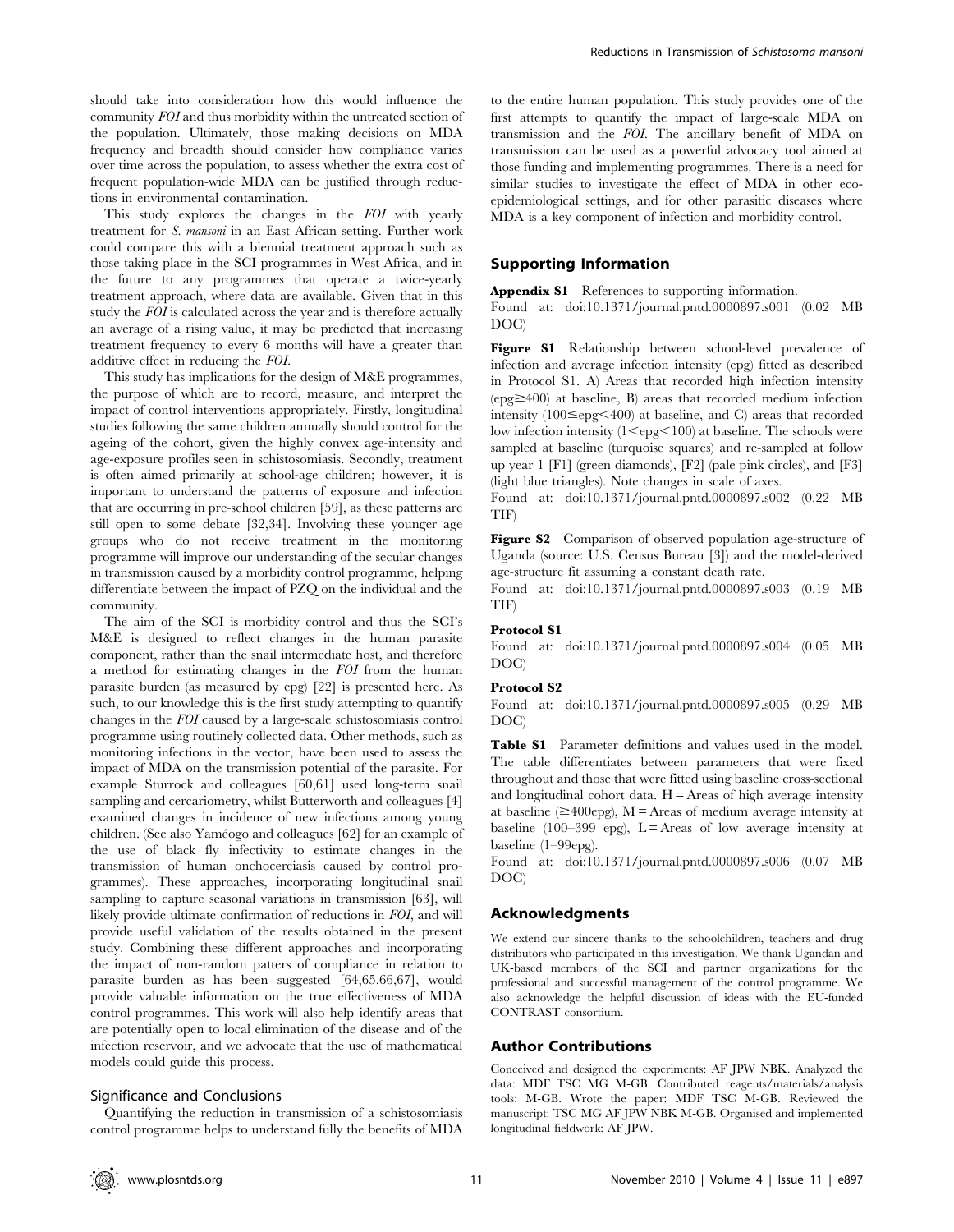should take into consideration how this would influence the community *FOI* and thus morbidity within the untreated section of the population. Ultimately, those making decisions on MDA frequency and breadth should consider how compliance varies over time across the population, to assess whether the extra cost of frequent population-wide MDA can be justified through reductions in environmental contamination.

This study explores the changes in the *FOI* with yearly treatment for *S. mansoni* in an East African setting. Further work could compare this with a biennial treatment approach such as those taking place in the SCI programmes in West Africa, and in the future to any programmes that operate a twice-yearly treatment approach, where data are available. Given that in this study the *FOI* is calculated across the year and is therefore actually an average of a rising value, it may be predicted that increasing treatment frequency to every 6 months will have a greater than additive effect in reducing the *FOI*.

This study has implications for the design of M&E programmes, the purpose of which are to record, measure, and interpret the impact of control interventions appropriately. Firstly, longitudinal studies following the same children annually should control for the ageing of the cohort, given the highly convex age-intensity and age-exposure profiles seen in schistosomiasis. Secondly, treatment is often aimed primarily at school-age children; however, it is important to understand the patterns of exposure and infection that are occurring in pre-school children [59], as these patterns are still open to some debate [32,34]. Involving these younger age groups who do not receive treatment in the monitoring programme will improve our understanding of the secular changes in transmission caused by a morbidity control programme, helping differentiate between the impact of PZQ on the individual and the community.

The aim of the SCI is morbidity control and thus the SCI's M&E is designed to reflect changes in the human parasite component, rather than the snail intermediate host, and therefore a method for estimating changes in the *FOI* from the human parasite burden (as measured by epg) [22] is presented here. As such, to our knowledge this is the first study attempting to quantify changes in the *FOI* caused by a large-scale schistosomiasis control programme using routinely collected data. Other methods, such as monitoring infections in the vector, have been used to assess the impact of MDA on the transmission potential of the parasite. For example Sturrock and colleagues [60,61] used long-term snail sampling and cercariometry, whilst Butterworth and colleagues [4] examined changes in incidence of new infections among young children. (See also Yaméogo and colleagues [62] for an example of the use of black fly infectivity to estimate changes in the transmission of human onchocerciasis caused by control programmes). These approaches, incorporating longitudinal snail sampling to capture seasonal variations in transmission [63], will likely provide ultimate confirmation of reductions in *FOI*, and will provide useful validation of the results obtained in the present study. Combining these different approaches and incorporating the impact of non-random patterns of compliance in relation to parasite burden as has been suggested [64,65,66,67], would provide valuable information on the true effectiveness of MDA control programmes. This work will also help identify areas that are potentially open to local elimination of the disease and of the infection reservoir, and we advocate that the use of mathematical models could guide this process.

### Significance and Conclusions

Quantifying the reduction in transmission of a schistosomiasis control programme helps to understand fully the benefits of MDA to the entire human population. This study provides one of the first attempts to quantify the impact of large-scale MDA on transmission and the *FOI*. The ancillary benefit of MDA on transmission can be used as a powerful advocacy tool aimed at those funding and implementing programmes. There is a need for similar studies to investigate the effect of MDA in other eco-epidemiological settings, and for other parasitic diseases where MDA is a key component of infection and morbidity control.

## Supporting Information

**Appendix S1** References to supporting information.
Found at: doi:10.1371/journal.pntd.0000897.s001 (0.02 MB DOC)

**Figure S1** Relationship between school-level prevalence of infection and average infection intensity (epg) fitted as described in Protocol S1. A) Areas that recorded high infection intensity (epg≥400) at baseline, B) areas that recorded medium infection intensity (100≤epg<400) at baseline, and C) areas that recorded low infection intensity (1<epg<100) at baseline. The schools were sampled at baseline (turquoise squares) and re-sampled at follow up year 1 [F1] (green diamonds), [F2] (pale pink circles), and [F3] (light blue triangles). Note changes in scale of axes.
Found at: doi:10.1371/journal.pntd.0000897.s002 (0.22 MB TIF)

**Figure S2** Comparison of observed population age-structure of Uganda (source: U.S. Census Bureau [3]) and the model-derived age-structure fit assuming a constant death rate.
Found at: doi:10.1371/journal.pntd.0000897.s003 (0.19 MB TIF)

**Protocol S1**
Found at: doi:10.1371/journal.pntd.0000897.s004 (0.05 MB DOC)

**Protocol S2**
Found at: doi:10.1371/journal.pntd.0000897.s005 (0.29 MB DOC)

**Table S1** Parameter definitions and values used in the model. The table differentiates between parameters that were fixed throughout and those that were fitted using baseline cross-sectional and longitudinal cohort data. H = Areas of high average intensity at baseline (≥400epg), M = Areas of medium average intensity at baseline (100–399 epg), L = Areas of low average intensity at baseline (1–99epg).
Found at: doi:10.1371/journal.pntd.0000897.s006 (0.07 MB DOC)

## Acknowledgments

We extend our sincere thanks to the schoolchildren, teachers and drug distributors who participated in this investigation. We thank Ugandan and UK-based members of the SCI and partner organizations for the professional and successful management of the control programme. We also acknowledge the helpful discussion of ideas with the EU-funded CONTRAST consortium.

## Author Contributions

Conceived and designed the experiments: AF JPW NBK. Analyzed the data: MDF TSC MG M-GB. Contributed reagents/materials/analysis tools: M-GB. Wrote the paper: MDF TSC M-GB. Reviewed the manuscript: TSC MG AF JPW NBK M-GB. Organised and implemented longitudinal fieldwork: AF JPW.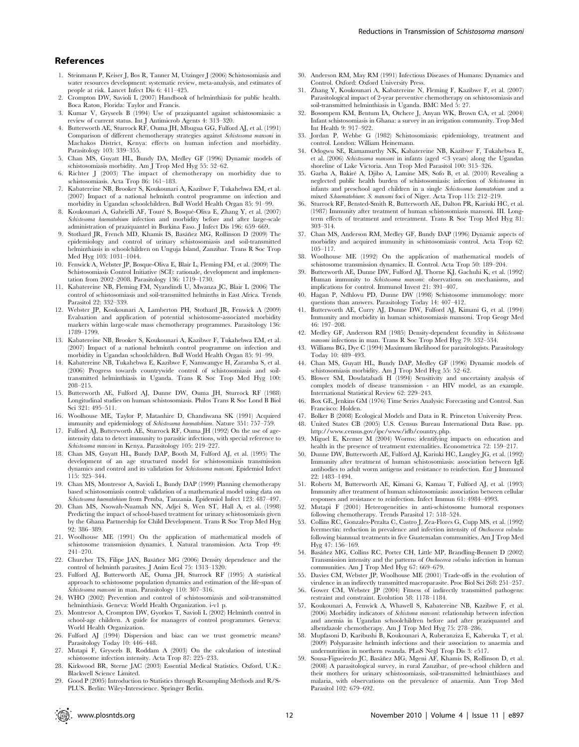## References

1. Steinmann P, Keiser J, Bos R, Tanner M, Utzinger J (2006) Schistosomiasis and water resources development: systematic review, meta-analysis, and estimates of people at risk. Lancet Infect Dis 6: 411–425.
2. Crompton DW, Savioli L (2007) Handbook of helminthiasis for public health. Boca Raton, Florida: Taylor and Francis.
3. Kumar V, Gryseels B (1994) Use of praziquantel against schistosomiasis: a review of current status. Int J Antimicrob Agents 4: 313–320.
4. Butterworth AE, Sturrock RF, Ouma JH, Mbugua GG, Fulford AJ, et al. (1991) Comparison of different chemotherapy strategies against *Schistosoma mansoni* in Machakos District, Kenya: effects on human infection and morbidity. Parasitology 103: 339–355.
5. Chan MS, Guyatt HL, Bundy DA, Medley GF (1996) Dynamic models of schistosomiasis morbidity. Am J Trop Med Hyg 55: 52–62.
6. Richter J (2003) The impact of chemotherapy on morbidity due to schistosomiasis. Acta Trop 86: 161–183.
7. Kabatereine NB, Brooker S, Koukounari A, Kazibwe F, Tukahebwa EM, et al. (2007) Impact of a national helminth control programme on infection and morbidity in Ugandan schoolchildren. Bull World Health Organ 85: 91–99.
8. Koukounari A, Gabrielli AF, Touré S, Bosqué-Oliva E, Zhang Y, et al. (2007) *Schistosoma haematobium* infection and morbidity before and after large-scale administration of praziquantel in Burkina Faso. J Infect Dis 196: 659–669.
9. Stothard JR, French MD, Khamis IS, Basáñez MG, Rollinson D (2009) The epidemiology and control of urinary schistosomiasis and soil-transmitted helminthiasis in schoolchildren on Unguja Island, Zanzibar. Trans R Soc Trop Med Hyg 103: 1031–1044.
10. Fenwick A, Webster JP, Bosque-Oliva E, Blair L, Fleming FM, et al. (2009) The Schistosomiasis Control Initiative (SCI): rationale, development and implementation from 2002–2008. Parasitology 136: 1719–1730.
11. Kabatereine NB, Fleming FM, Nyandindi U, Mwanza JC, Blair L (2006) The control of schistosomiasis and soil-transmitted helminths in East Africa. Trends Parasitol 22: 332–339.
12. Webster JP, Koukounari A, Lamberton PH, Stothard JR, Fenwick A (2009) Evaluation and application of potential schistosome-associated morbidity markers within large-scale mass chemotherapy programmes. Parasitology 136: 1789–1799.
13. Kabatereine NB, Brooker S, Koukounari A, Kazibwe F, Tukahebwa EM, et al. (2007) Impact of a national helminth control programme on infection and morbidity in Ugandan schoolchildren. Bull World Health Organ 85: 91–99.
14. Kabatereine NB, Tukahebwa E, Kazibwe F, Namwangye H, Zaramba S, et al. (2006) Progress towards countrywide control of schistosomiasis and soil-transmitted helminthiasis in Uganda. Trans R Soc Trop Med Hyg 100: 208–215.
15. Butterworth AE, Fulford AJ, Dunne DW, Ouma JH, Sturrock RF (1988) Longitudinal studies on human schistosomiasis. Philos Trans R Soc Lond B Biol Sci 321: 495–511.
16. Woolhouse ME, Taylor P, Matanhire D, Chandiwana SK (1991) Acquired immunity and epidemiology of *Schistosoma haematobium*. Nature 351: 757–759.
17. Fulford AJ, Butterworth AE, Sturrock RF, Ouma JH (1992) On the use of age-intensity data to detect immunity to parasitic infections, with special reference to *Schistosoma mansoni* in Kenya. Parasitology 105: 219–227.
18. Chan MS, Guyatt HL, Bundy DAP, Booth M, Fulford AJ, et al. (1995) The development of an age structured model for schistosomiasis transmission dynamics and control and its validation for *Schistosoma mansoni*. Epidemiol Infect 115: 325–344.
19. Chan MS, Montresor A, Savioli L, Bundy DAP (1999) Planning chemotherapy based schistosomiasis control: validation of a mathematical model using data on *Schistosoma haematobium* from Pemba, Tanzania. Epidemiol Infect 123: 487–497.
20. Chan MS, Nsowah-Nuamah NN, Adjei S, Wen ST, Hall A, et al. (1998) Predicting the impact of school-based treatment for urinary schistosomiasis given by the Ghana Partnership for Child Development. Trans R Soc Trop Med Hyg 92: 386–389.
21. Woolhouse ME (1991) On the application of mathematical models of schistosome transmission dynamics. I. Natural transmission. Acta Trop 49: 241–270.
22. Churcher TS, Filipe JAN, Basáñez MG (2006) Density dependence and the control of helminth parasites. J Anim Ecol 75: 1313–1320.
23. Fulford AJ, Butterworth AE, Ouma JH, Sturrock RF (1995) A statistical approach to schistosome population dynamics and estimation of the life-span of *Schistosoma mansoni* in man. Parasitology 110: 307–316.
24. WHO (2002) Prevention and control of schistosomiasis and soil-transmitted helminthiasis. Geneva: World Health Organization. i-v1 p.
25. Montresor A, Crompton DW, Gyorkos T, Savioli L (2002) Helminth control in school-age children. A guide for managers of control programmes. Geneva: World Health Organization.
26. Fulford AJ (1994) Dispersion and bias: can we trust geometric means? Parasitology Today 10: 446–448.
27. Mutapi F, Gryseels B, Roddam A (2003) On the calculation of intestinal schistosome infection intensity. Acta Trop 87: 225–233.
28. Kirkwood BR, Sterne JAC (2003) Essential Medical Statistics. Oxford, U.K.: Blackwell Science Limited.
29. Good P (2005) Introduction to Statistics through Resampling Methods and R/S-PLUS. Berlin: Wiley-Interscience. Springer Berlin.
30. Anderson RM, May RM (1991) Infectious Diseases of Humans: Dynamics and Control. Oxford: Oxford University Press.
31. Zhang Y, Koukounari A, Kabatereine N, Fleming F, Kazibwe F, et al. (2007) Parasitological impact of 2-year preventive chemotherapy on schistosomiasis and soil-transmitted helminthiasis in Uganda. BMC Med 5: 27.
32. Bosompem KM, Bentum IA, Otchere J, Anyan WK, Brown CA, et al. (2004) Infant schistosomiasis in Ghana: a survey in an irrigation community. Trop Med Int Health 9: 917–922.
33. Jordan P, Webbe G (1982) Schistosomiasis: epidemiology, treatment and control. London: William Heinemann.
34. Odogwu SE, Ramamurthy NK, Kabatereine NB, Kazibwe F, Tukahebwa E, et al. (2006) *Schistosoma mansoni* in infants (aged <3 years) along the Ugandan shoreline of Lake Victoria. Ann Trop Med Parasitol 100: 315–326.
35. Garba A, Bakiré A, Djibo A, Lamine MS, Sofo B, et al. (2010) Revealing a neglected public health burden of schistosomiasis: infection of *Schistosoma* in infants and preschool aged children in a single *Schistosoma haematobium* and a mixed *S.haematobium*: *S. mansoni* foci of Niger. Acta Trop 115: 212–219.
36. Sturrock RF, Bensted-Smith R, Butterworth AE, Dalton PR, Kariuki HC, et al. (1987) Immunity after treatment of human schistosomiasis mansoni. III. Long-term effects of treatment and retreatment. Trans R Soc Trop Med Hyg 81: 303–314.
37. Chan MS, Anderson RM, Medley GF, Bundy DAP (1996) Dynamic aspects of morbidity and acquired immunity in schistosomiasis control. Acta Trop 62: 105–117.
38. Woolhouse ME (1992) On the application of mathematical models of schistosome transmission dynamics. II. Control. Acta Trop 50: 189–204.
39. Butterworth AE, Dunne DW, Fulford AJ, Thorne KJ, Gachuhi K, et al. (1992) Human immunity to *Schistosoma mansoni*: observations on mechanisms, and implications for control. Immunol Invest 21: 391–407.
40. Hagan P, Ndhlovu PD, Dunne DW (1998) Schistosome immunology: more questions than answers. Parasitology Today 14: 407–412.
41. Butterworth AE, Curry AJ, Dunne DW, Fulford AJ, Kimani G, et al. (1994) Immunity and morbidity in human schistosomiasis mansoni. Trop Geogr Med 46: 197–208.
42. Medley GF, Anderson RM (1985) Density-dependent fecundity in *Schistosoma mansoni* infections in man. Trans R Soc Trop Med Hyg 79: 532–534.
43. Williams BG, Dye C (1994) Maximum likelihood for parasitologists. Parasitology Today 10: 489–493.
44. Chan MS, Guyatt HL, Bundy DAP, Medley GF (1996) Dynamic models of schistosomiasis morbidity. Am J Trop Med Hyg 55: 52–62.
45. Blower SM, Dowlatabadi H (1994) Sensitivity and uncertainty analysis of complex models of disease transmission - an HIV model, as an example. International Statistical Review 62: 229–243.
46. Box GE, Jenkins GM (1976) Time Series Analysis: Forecasting and Control. San Francisco: Holden.
47. Bolker B (2008) Ecological Models and Data in R. Princeton University Press.
48. United States CB (2005) U.S. Census Bureau International Data Base. pp. http://www.census.gov/ipc/www/idb/country.php.
49. Miguel E, Kremer M (2004) Worms: identifying impacts on education and health in the presence of treatment externalities. Econometrica 72: 159–217.
50. Dunne DW, Butterworth AE, Fulford AJ, Kariuki HC, Langley JG, et al. (1992) Immunity after treatment of human schistosomiasis: association between IgE antibodies to adult worm antigens and resistance to reinfection. Eur J Immunol 22: 1483–1494.
51. Roberts M, Butterworth AE, Kimani G, Kamau T, Fulford AJ, et al. (1993) Immunity after treatment of human schistosomiasis: association between cellular responses and resistance to reinfection. Infect Immun 61: 4984–4993.
52. Mutapi F (2001) Heterogeneities in anti-schistosome humoral responses following chemotherapy. Trends Parasitol 17: 518–524.
53. Collins RC, Gonzales-Peralta C, Castro J, Zea-Flores G, Cupp MS, et al. (1992) Ivermectin: reduction in prevalence and infection intensity of *Onchocerca volvulus* following biannual treatments in five Guatemalan communities. Am J Trop Med Hyg 47: 156–169.
54. Basáñez MG, Collins RC, Porter CH, Little MP, Brandling-Bennett D (2002) Transmission intensity and the patterns of *Onchocerca volvulus* infection in human communities. Am J Trop Med Hyg 67: 669–679.
55. Davies CM, Webster JP, Woolhouse ME (2001) Trade-offs in the evolution of virulence in an indirectly transmitted macroparasite. Proc Biol Sci 268: 251–257.
56. Gower CM, Webster JP (2004) Fitness of indirectly transmitted pathogens: restraint and constraint. Evolution 58: 1178–1184.
57. Koukounari A, Fenwick A, Whawell S, Kabatereine NB, Kazibwe F, et al. (2006) Morbidity indicators of *Schistosoma mansoni*: relationship between infection and anemia in Ugandan schoolchildren before and after praziquantel and albendazole chemotherapy. Am J Trop Med Hyg 75: 278–286.
58. Mupfasoni D, Karibushi B, Koukounari A, Ruberanziza E, Kaberuka T, et al. (2009) Polyparasite helminth infections and their association to anaemia and undernutrition in northern rwanda. PLoS Negl Trop Dis 3: e517.
59. Sousa-Figueiredo JC, Basáñez MG, Mgeni AF, Khamis IS, Rollinson D, et al. (2008) A parasitological survey, in rural Zanzibar, of pre-school children and their mothers for urinary schistosomiasis, soil-transmitted helminthiases and malaria, with observations on the prevalence of anaemia. Ann Trop Med Parasitol 102: 679–692.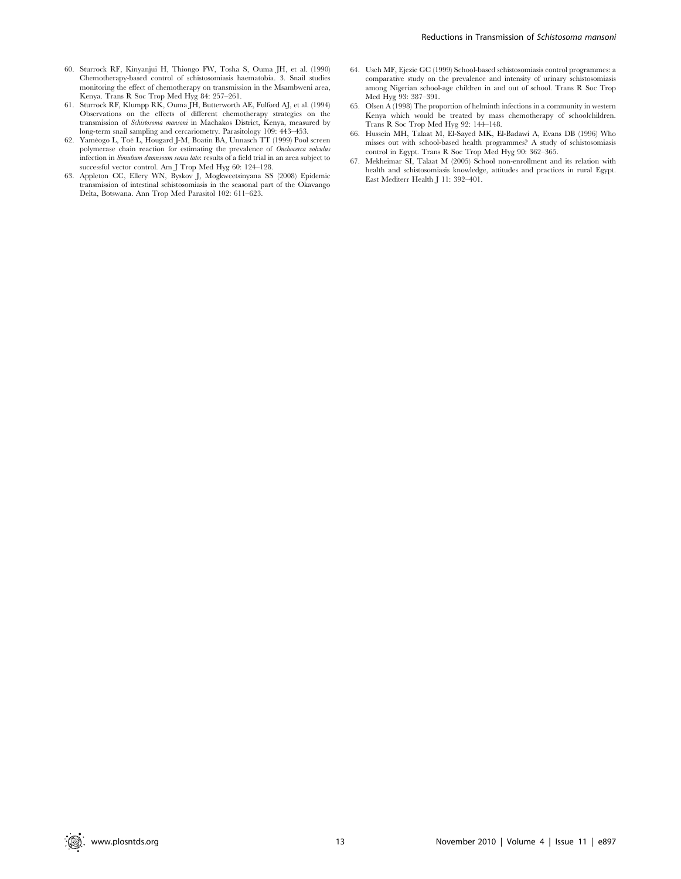60. Sturrock RF, Kinyanjui H, Thiongo FW, Tosha S, Ouma JH, et al. (1990) Chemotherapy-based control of schistosomiasis haematobia. 3. Snail studies monitoring the effect of chemotherapy on transmission in the Msambweni area, Kenya. Trans R Soc Trop Med Hyg 84: 257–261.
61. Sturrock RF, Klumpp RK, Ouma JH, Butterworth AE, Fulford AJ, et al. (1994) Observations on the effects of different chemotherapy strategies on the transmission of *Schistosoma mansoni* in Machakos District, Kenya, measured by long-term snail sampling and cercariometry. Parasitology 109: 443–453.
62. Yaméogo L, Toé L, Hougard J-M, Boatin BA, Unnasch TT (1999) Pool screen polymerase chain reaction for estimating the prevalence of *Onchocerca volvulus* infection in *Simulium damnsoum sensu lato*: results of a field trial in an area subject to successful vector control. Am J Trop Med Hyg 60: 124–128.
63. Appleton CC, Ellery WN, Byskov J, Mogkweetsinyana SS (2008) Epidemic transmission of intestinal schistosomiasis in the seasonal part of the Okavango Delta, Botswana. Ann Trop Med Parasitol 102: 611–623.
64. Useh MF, Ejezie GC (1999) School-based schistosomiasis control programmes: a comparative study on the prevalence and intensity of urinary schistosomiasis among Nigerian school-age children in and out of school. Trans R Soc Trop Med Hyg 93: 387–391.
65. Olsen A (1998) The proportion of helminth infections in a community in western Kenya which would be treated by mass chemotherapy of schoolchildren. Trans R Soc Trop Med Hyg 92: 144–148.
66. Hussein MH, Talaat M, El-Sayed MK, El-Badawi A, Evans DB (1996) Who misses out with school-based health programmes? A study of schistosomiasis control in Egypt. Trans R Soc Trop Med Hyg 90: 362–365.
67. Mekheimar SI, Talaat M (2005) School non-enrollment and its relation with health and schistosomiasis knowledge, attitudes and practices in rural Egypt. East Mediterr Health J 11: 392–401.